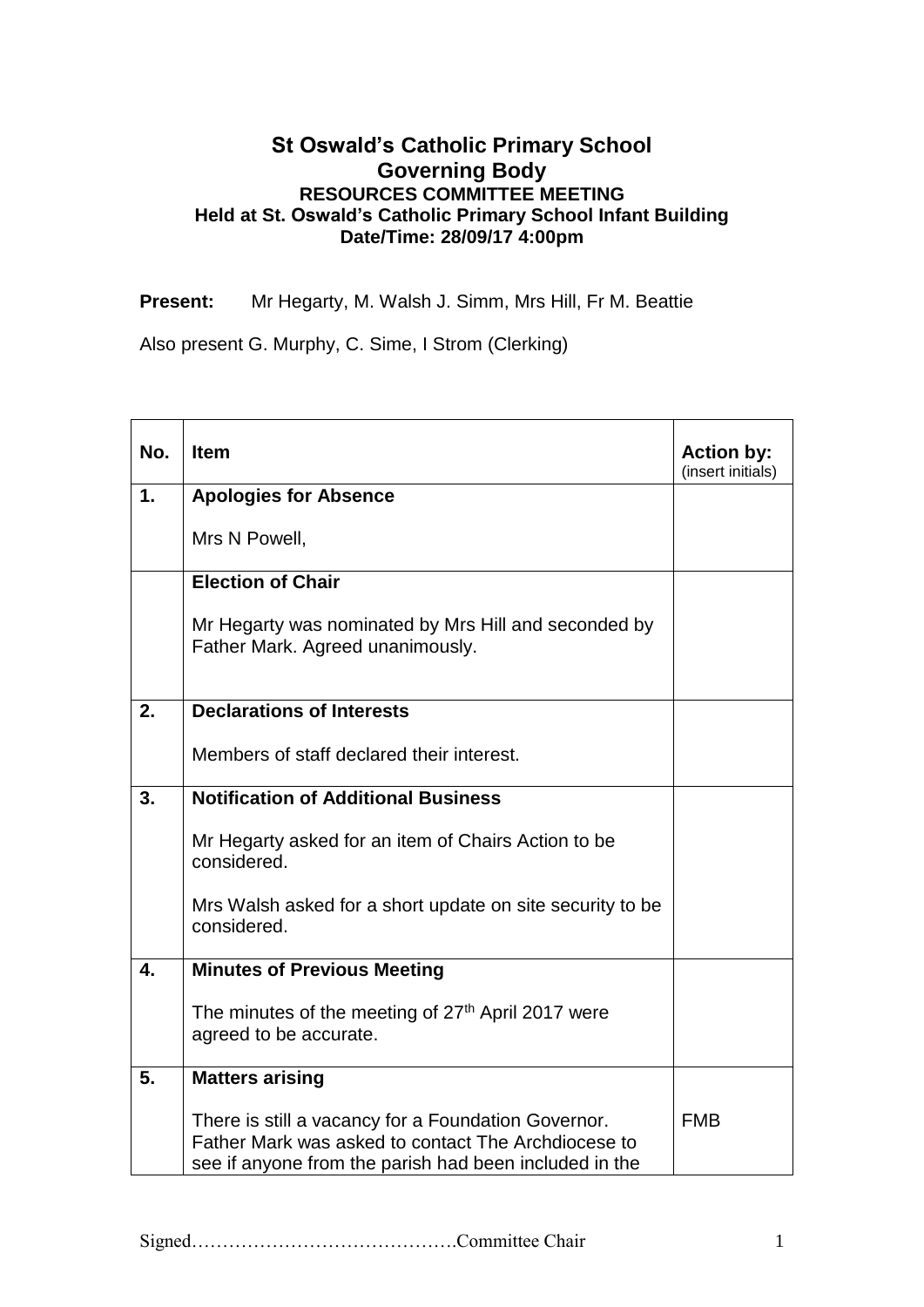# St Oswald's Catholic Primary School
## Governing Body
### RESOURCES COMMITTEE MEETING
**Held at St. Oswald's Catholic Primary School Infant Building**
**Date/Time: 28/09/17 4:00pm**

**Present:** Mr Hegarty, M. Walsh J. Simm, Mrs Hill, Fr M. Beattie

Also present G. Murphy, C. Sime, I Strom (Clerking)

| No. | Item | Action by: (insert initials) |
|---|---|---|
| **1.** | **Apologies for Absence**<br><br>Mrs N Powell, | |
| | **Election of Chair**<br><br>Mr Hegarty was nominated by Mrs Hill and seconded by Father Mark. Agreed unanimously. | |
| **2.** | **Declarations of Interests**<br><br>Members of staff declared their interest. | |
| **3.** | **Notification of Additional Business**<br><br>Mr Hegarty asked for an item of Chairs Action to be considered.<br><br>Mrs Walsh asked for a short update on site security to be considered. | |
| **4.** | **Minutes of Previous Meeting**<br><br>The minutes of the meeting of 27th April 2017 were agreed to be accurate. | |
| **5.** | **Matters arising**<br><br>There is still a vacancy for a Foundation Governor. Father Mark was asked to contact The Archdiocese to see if anyone from the parish had been included in the | FMB |

Signed…………………………………….Committee Chair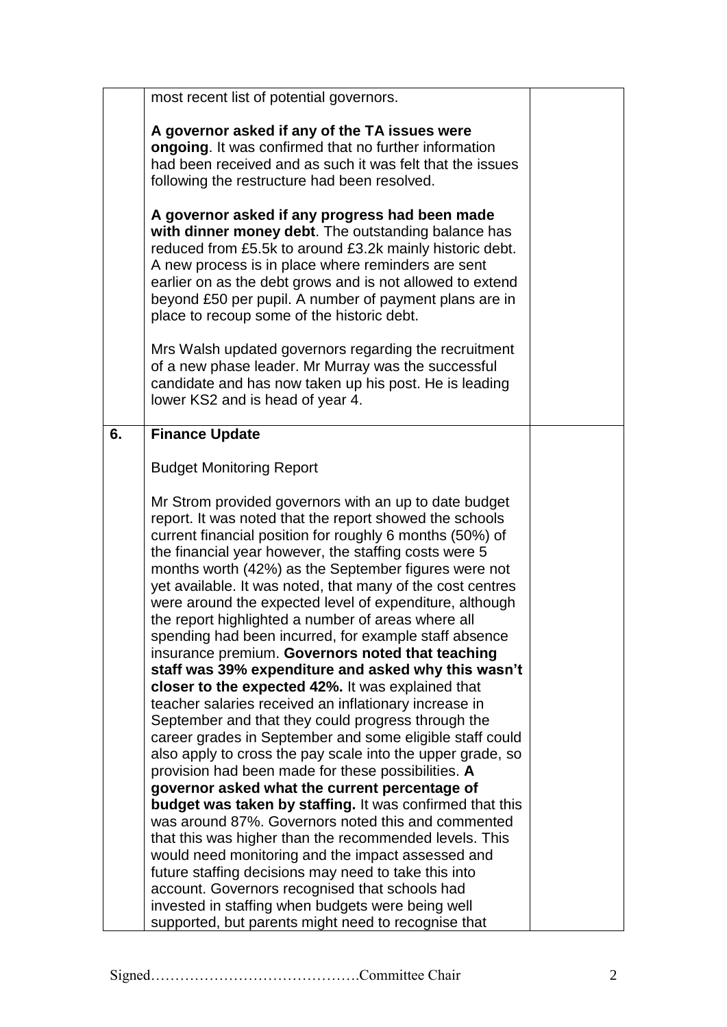| | | |
|---|---|---|
| | most recent list of potential governors.<br><br>**A governor asked if any of the TA issues were ongoing**. It was confirmed that no further information had been received and as such it was felt that the issues following the restructure had been resolved.<br><br>**A governor asked if any progress had been made with dinner money debt**. The outstanding balance has reduced from £5.5k to around £3.2k mainly historic debt. A new process is in place where reminders are sent earlier on as the debt grows and is not allowed to extend beyond £50 per pupil. A number of payment plans are in place to recoup some of the historic debt.<br><br>Mrs Walsh updated governors regarding the recruitment of a new phase leader. Mr Murray was the successful candidate and has now taken up his post. He is leading lower KS2 and is head of year 4. | |
| **6.** | **Finance Update**<br><br>Budget Monitoring Report<br><br>Mr Strom provided governors with an up to date budget report. It was noted that the report showed the schools current financial position for roughly 6 months (50%) of the financial year however, the staffing costs were 5 months worth (42%) as the September figures were not yet available. It was noted, that many of the cost centres were around the expected level of expenditure, although the report highlighted a number of areas where all spending had been incurred, for example staff absence insurance premium. **Governors noted that teaching staff was 39% expenditure and asked why this wasn't closer to the expected 42%.** It was explained that teacher salaries received an inflationary increase in September and that they could progress through the career grades in September and some eligible staff could also apply to cross the pay scale into the upper grade, so provision had been made for these possibilities. **A governor asked what the current percentage of budget was taken by staffing.** It was confirmed that this was around 87%. Governors noted this and commented that this was higher than the recommended levels. This would need monitoring and the impact assessed and future staffing decisions may need to take this into account. Governors recognised that schools had invested in staffing when budgets were being well supported, but parents might need to recognise that | |

Signed…………………………………….Committee Chair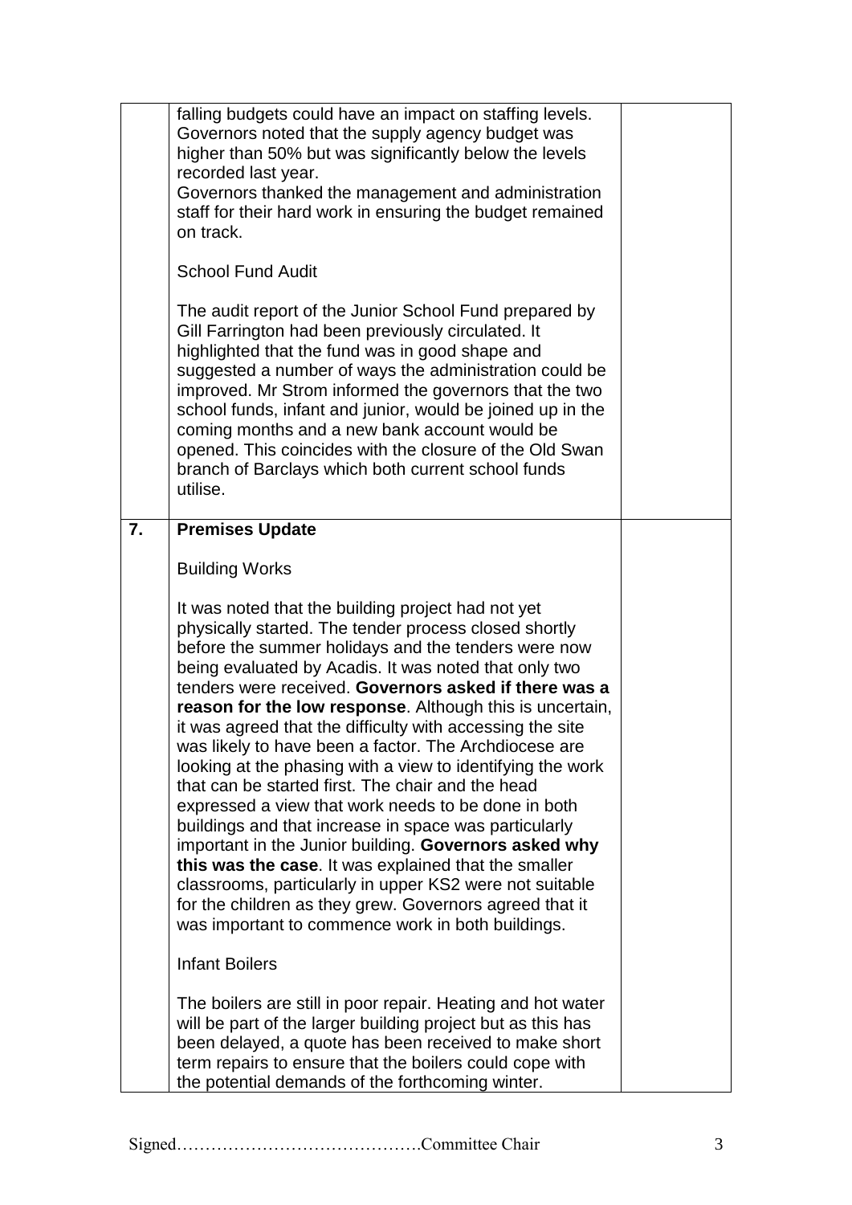| | | |
|---|---|---|
| | falling budgets could have an impact on staffing levels. Governors noted that the supply agency budget was higher than 50% but was significantly below the levels recorded last year.<br>Governors thanked the management and administration staff for their hard work in ensuring the budget remained on track.<br><br>School Fund Audit<br><br>The audit report of the Junior School Fund prepared by Gill Farrington had been previously circulated. It highlighted that the fund was in good shape and suggested a number of ways the administration could be improved. Mr Strom informed the governors that the two school funds, infant and junior, would be joined up in the coming months and a new bank account would be opened. This coincides with the closure of the Old Swan branch of Barclays which both current school funds utilise. | |
| **7.** | **Premises Update**<br><br>Building Works<br><br>It was noted that the building project had not yet physically started. The tender process closed shortly before the summer holidays and the tenders were now being evaluated by Acadis. It was noted that only two tenders were received. **Governors asked if there was a reason for the low response**. Although this is uncertain, it was agreed that the difficulty with accessing the site was likely to have been a factor. The Archdiocese are looking at the phasing with a view to identifying the work that can be started first. The chair and the head expressed a view that work needs to be done in both buildings and that increase in space was particularly important in the Junior building. **Governors asked why this was the case**. It was explained that the smaller classrooms, particularly in upper KS2 were not suitable for the children as they grew. Governors agreed that it was important to commence work in both buildings.<br><br>Infant Boilers<br><br>The boilers are still in poor repair. Heating and hot water will be part of the larger building project but as this has been delayed, a quote has been received to make short term repairs to ensure that the boilers could cope with the potential demands of the forthcoming winter. | |

Signed…………………………………….Committee Chair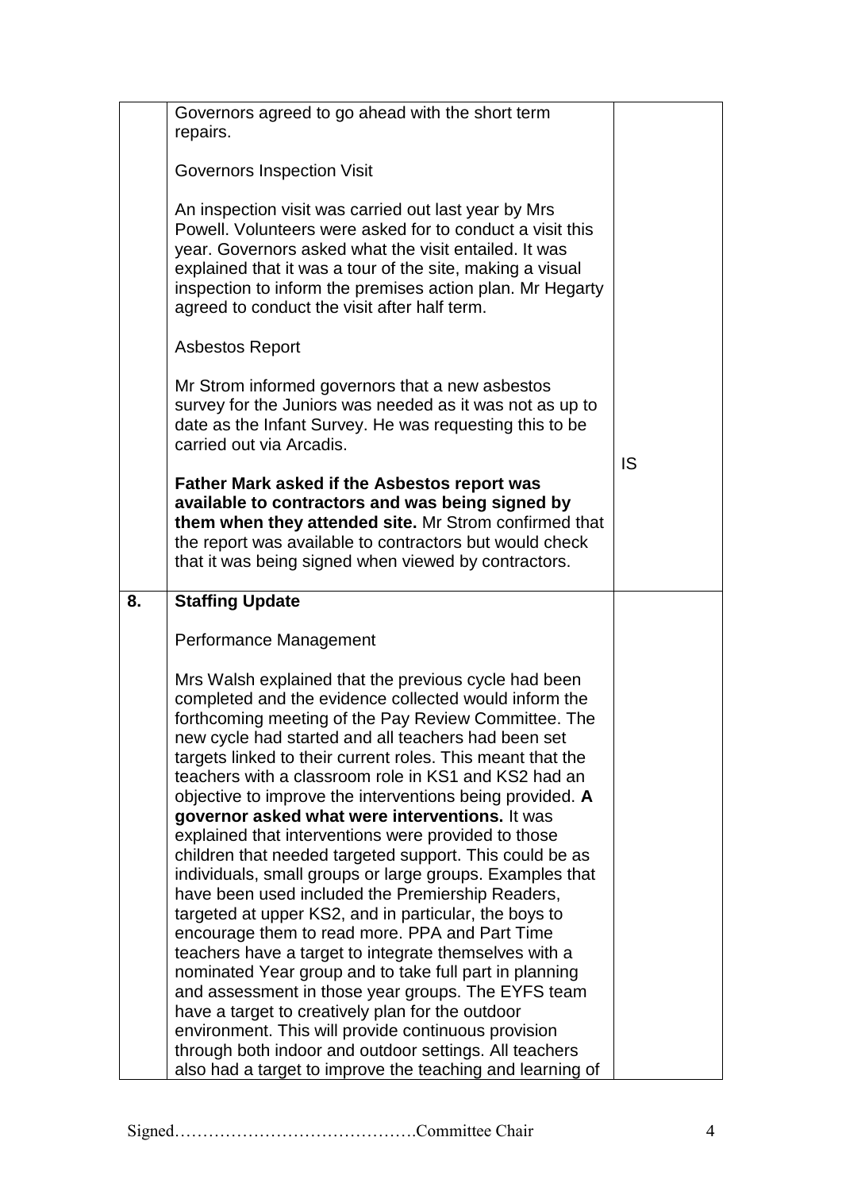| | | |
|---|---|---|
| | Governors agreed to go ahead with the short term repairs.<br><br>Governors Inspection Visit<br><br>An inspection visit was carried out last year by Mrs Powell. Volunteers were asked for to conduct a visit this year. Governors asked what the visit entailed. It was explained that it was a tour of the site, making a visual inspection to inform the premises action plan. Mr Hegarty agreed to conduct the visit after half term.<br><br>Asbestos Report<br><br>Mr Strom informed governors that a new asbestos survey for the Juniors was needed as it was not as up to date as the Infant Survey. He was requesting this to be carried out via Arcadis.<br><br>**Father Mark asked if the Asbestos report was available to contractors and was being signed by them when they attended site.** Mr Strom confirmed that the report was available to contractors but would check that it was being signed when viewed by contractors. | IS |
| **8.** | **Staffing Update**<br><br>Performance Management<br><br>Mrs Walsh explained that the previous cycle had been completed and the evidence collected would inform the forthcoming meeting of the Pay Review Committee. The new cycle had started and all teachers had been set targets linked to their current roles. This meant that the teachers with a classroom role in KS1 and KS2 had an objective to improve the interventions being provided. **A governor asked what were interventions.** It was explained that interventions were provided to those children that needed targeted support. This could be as individuals, small groups or large groups. Examples that have been used included the Premiership Readers, targeted at upper KS2, and in particular, the boys to encourage them to read more. PPA and Part Time teachers have a target to integrate themselves with a nominated Year group and to take full part in planning and assessment in those year groups. The EYFS team have a target to creatively plan for the outdoor environment. This will provide continuous provision through both indoor and outdoor settings. All teachers also had a target to improve the teaching and learning of | |

Signed…………………………………….Committee Chair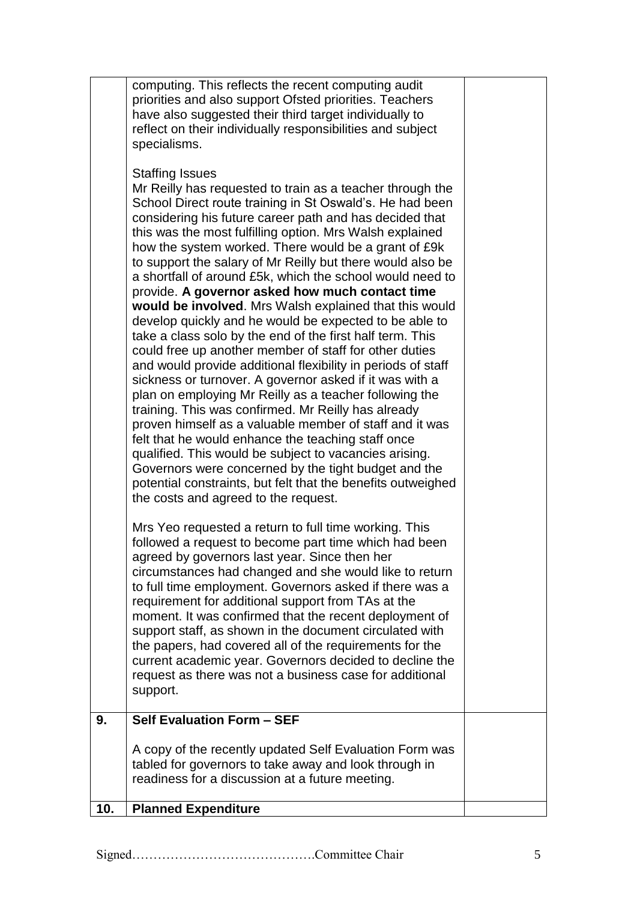| | | |
|---|---|---|
| | computing. This reflects the recent computing audit priorities and also support Ofsted priorities. Teachers have also suggested their third target individually to reflect on their individually responsibilities and subject specialisms.<br><br>Staffing Issues<br>Mr Reilly has requested to train as a teacher through the School Direct route training in St Oswald's. He had been considering his future career path and has decided that this was the most fulfilling option. Mrs Walsh explained how the system worked. There would be a grant of £9k to support the salary of Mr Reilly but there would also be a shortfall of around £5k, which the school would need to provide. **A governor asked how much contact time would be involved**. Mrs Walsh explained that this would develop quickly and he would be expected to be able to take a class solo by the end of the first half term. This could free up another member of staff for other duties and would provide additional flexibility in periods of staff sickness or turnover. A governor asked if it was with a plan on employing Mr Reilly as a teacher following the training. This was confirmed. Mr Reilly has already proven himself as a valuable member of staff and it was felt that he would enhance the teaching staff once qualified. This would be subject to vacancies arising. Governors were concerned by the tight budget and the potential constraints, but felt that the benefits outweighed the costs and agreed to the request.<br><br>Mrs Yeo requested a return to full time working. This followed a request to become part time which had been agreed by governors last year. Since then her circumstances had changed and she would like to return to full time employment. Governors asked if there was a requirement for additional support from TAs at the moment. It was confirmed that the recent deployment of support staff, as shown in the document circulated with the papers, had covered all of the requirements for the current academic year. Governors decided to decline the request as there was not a business case for additional support. | |
| **9.** | **Self Evaluation Form – SEF**<br><br>A copy of the recently updated Self Evaluation Form was tabled for governors to take away and look through in readiness for a discussion at a future meeting. | |
| **10.** | **Planned Expenditure** | |

Signed……………………………………Committee Chair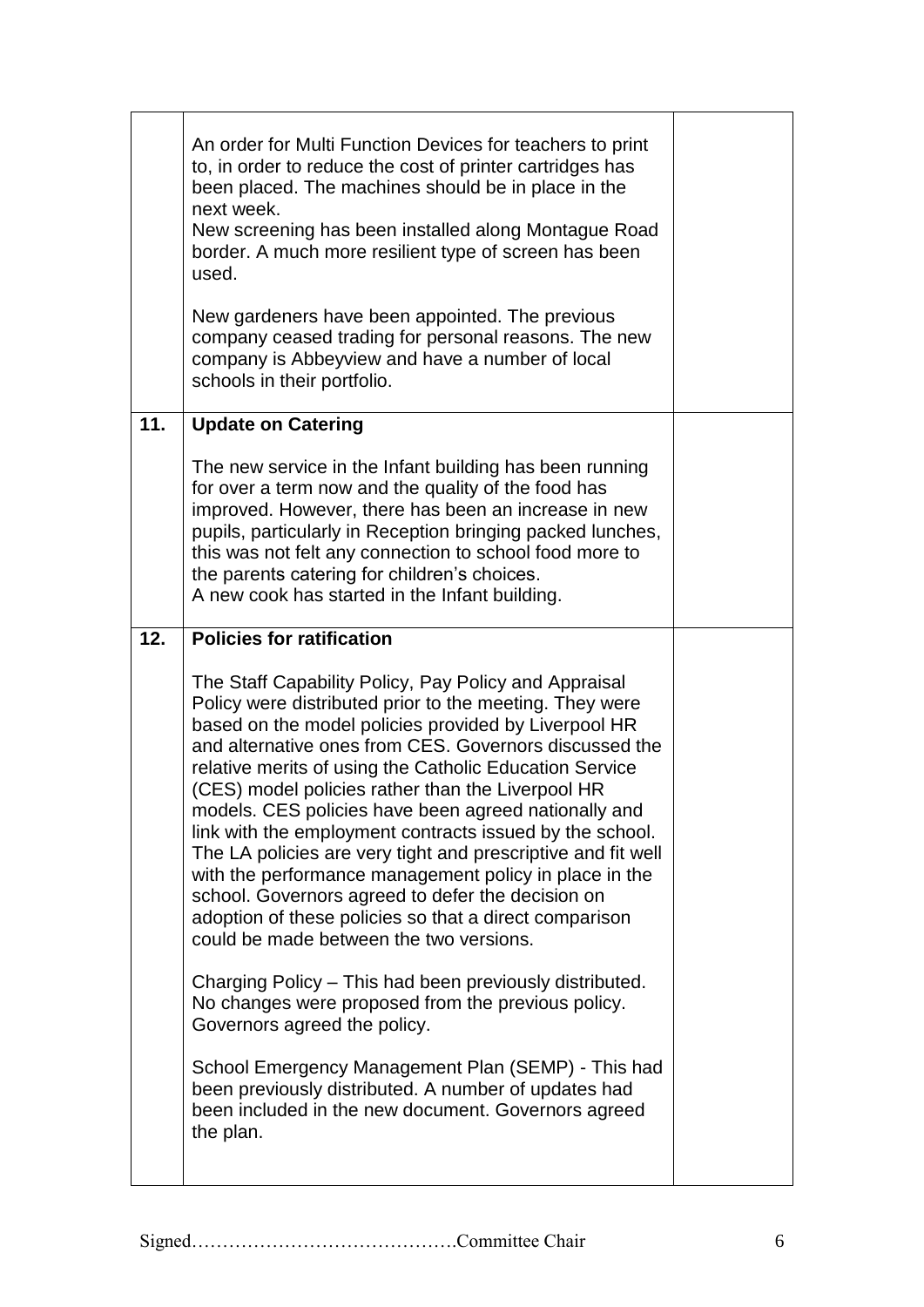| | | |
|---|---|---|
| | An order for Multi Function Devices for teachers to print to, in order to reduce the cost of printer cartridges has been placed. The machines should be in place in the next week.<br>New screening has been installed along Montague Road border. A much more resilient type of screen has been used.<br><br>New gardeners have been appointed. The previous company ceased trading for personal reasons. The new company is Abbeyview and have a number of local schools in their portfolio. | |
| **11.** | **Update on Catering**<br><br>The new service in the Infant building has been running for over a term now and the quality of the food has improved. However, there has been an increase in new pupils, particularly in Reception bringing packed lunches, this was not felt any connection to school food more to the parents catering for children's choices.<br>A new cook has started in the Infant building. | |
| **12.** | **Policies for ratification**<br><br>The Staff Capability Policy, Pay Policy and Appraisal Policy were distributed prior to the meeting. They were based on the model policies provided by Liverpool HR and alternative ones from CES. Governors discussed the relative merits of using the Catholic Education Service (CES) model policies rather than the Liverpool HR models. CES policies have been agreed nationally and link with the employment contracts issued by the school. The LA policies are very tight and prescriptive and fit well with the performance management policy in place in the school. Governors agreed to defer the decision on adoption of these policies so that a direct comparison could be made between the two versions.<br><br>Charging Policy – This had been previously distributed. No changes were proposed from the previous policy. Governors agreed the policy.<br><br>School Emergency Management Plan (SEMP) - This had been previously distributed. A number of updates had been included in the new document. Governors agreed the plan. | |

Signed…………………………………….Committee Chair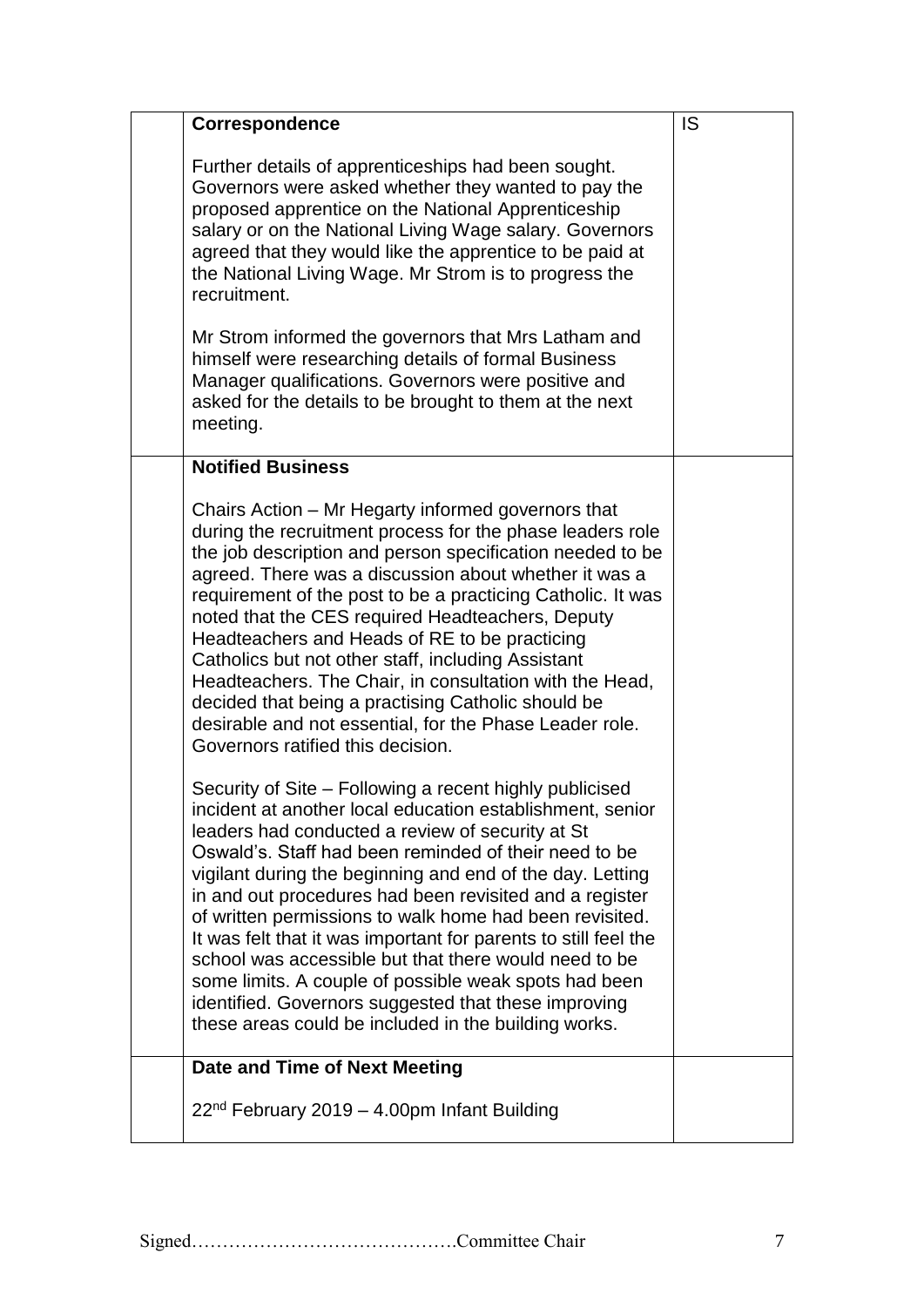| | | |
|---|---|---|
| | **Correspondence**<br><br>Further details of apprenticeships had been sought. Governors were asked whether they wanted to pay the proposed apprentice on the National Apprenticeship salary or on the National Living Wage salary. Governors agreed that they would like the apprentice to be paid at the National Living Wage. Mr Strom is to progress the recruitment.<br><br>Mr Strom informed the governors that Mrs Latham and himself were researching details of formal Business Manager qualifications. Governors were positive and asked for the details to be brought to them at the next meeting. | IS |
| | **Notified Business**<br><br>Chairs Action – Mr Hegarty informed governors that during the recruitment process for the phase leaders role the job description and person specification needed to be agreed. There was a discussion about whether it was a requirement of the post to be a practicing Catholic. It was noted that the CES required Headteachers, Deputy Headteachers and Heads of RE to be practicing Catholics but not other staff, including Assistant Headteachers. The Chair, in consultation with the Head, decided that being a practising Catholic should be desirable and not essential, for the Phase Leader role. Governors ratified this decision.<br><br>Security of Site – Following a recent highly publicised incident at another local education establishment, senior leaders had conducted a review of security at St Oswald's. Staff had been reminded of their need to be vigilant during the beginning and end of the day. Letting in and out procedures had been revisited and a register of written permissions to walk home had been revisited. It was felt that it was important for parents to still feel the school was accessible but that there would need to be some limits. A couple of possible weak spots had been identified. Governors suggested that these improving these areas could be included in the building works. | |
| | **Date and Time of Next Meeting**<br><br>22nd February 2019 – 4.00pm Infant Building | |

Signed…………………………………….Committee Chair